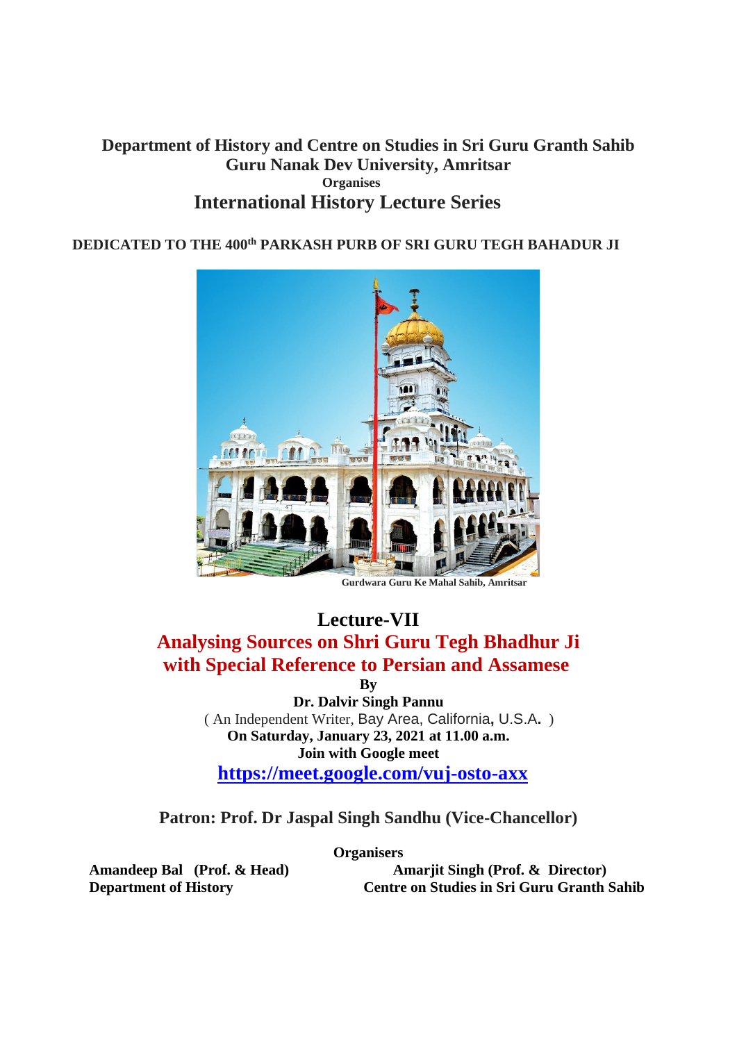**Department of History and Centre on Studies in Sri Guru Granth Sahib**
**Guru Nanak Dev University, Amritsar**
**Organises**

# International History Lecture Series

**DEDICATED TO THE 400th PARKASH PURB OF SRI GURU TEGH BAHADUR JI**

Gurdwara Guru Ke Mahal Sahib, Amritsar

## Lecture-VII

## Analysing Sources on Shri Guru Tegh Bhadhur Ji with Special Reference to Persian and Assamese

**By**

**Dr. Dalvir Singh Pannu**

( An Independent Writer, Bay Area, California, U.S.A. )

**On Saturday, January 23, 2021 at 11.00 a.m.**

**Join with Google meet**

**https://meet.google.com/vuj-osto-axx**

**Patron: Prof. Dr Jaspal Singh Sandhu (Vice-Chancellor)**

**Organisers**

**Amandeep Bal (Prof. & Head)**
**Department of History**

**Amarjit Singh (Prof. & Director)**
**Centre on Studies in Sri Guru Granth Sahib**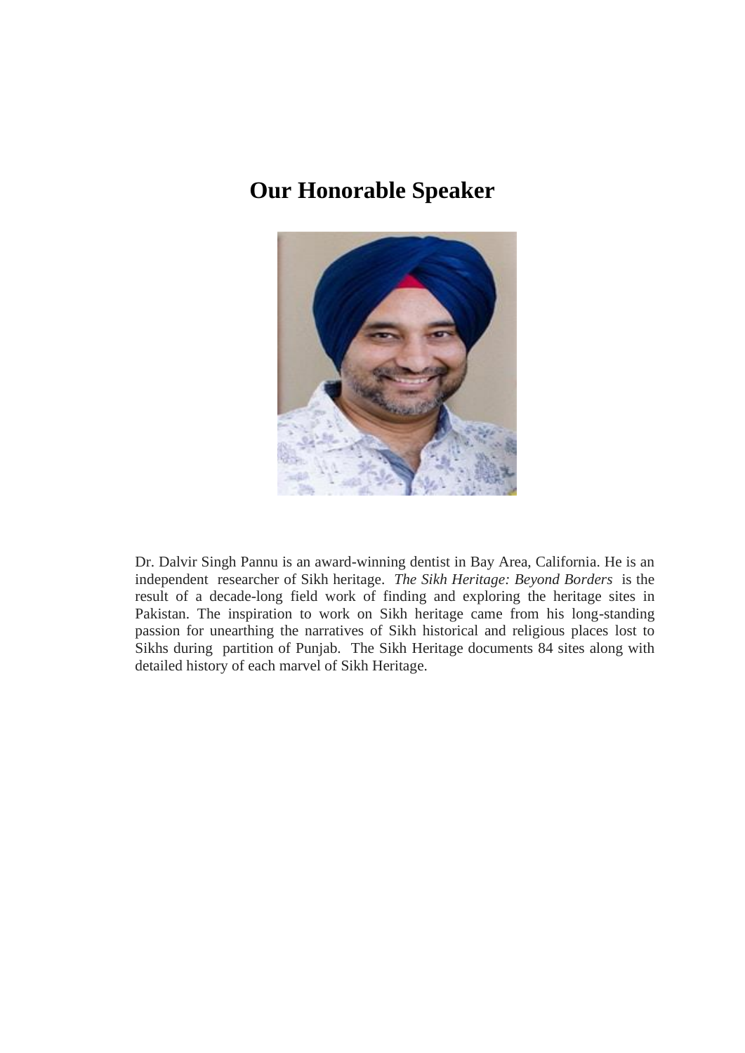# Our Honorable Speaker

Dr. Dalvir Singh Pannu is an award-winning dentist in Bay Area, California. He is an independent researcher of Sikh heritage. *The Sikh Heritage: Beyond Borders* is the result of a decade-long field work of finding and exploring the heritage sites in Pakistan. The inspiration to work on Sikh heritage came from his long-standing passion for unearthing the narratives of Sikh historical and religious places lost to Sikhs during partition of Punjab. The Sikh Heritage documents 84 sites along with detailed history of each marvel of Sikh Heritage.